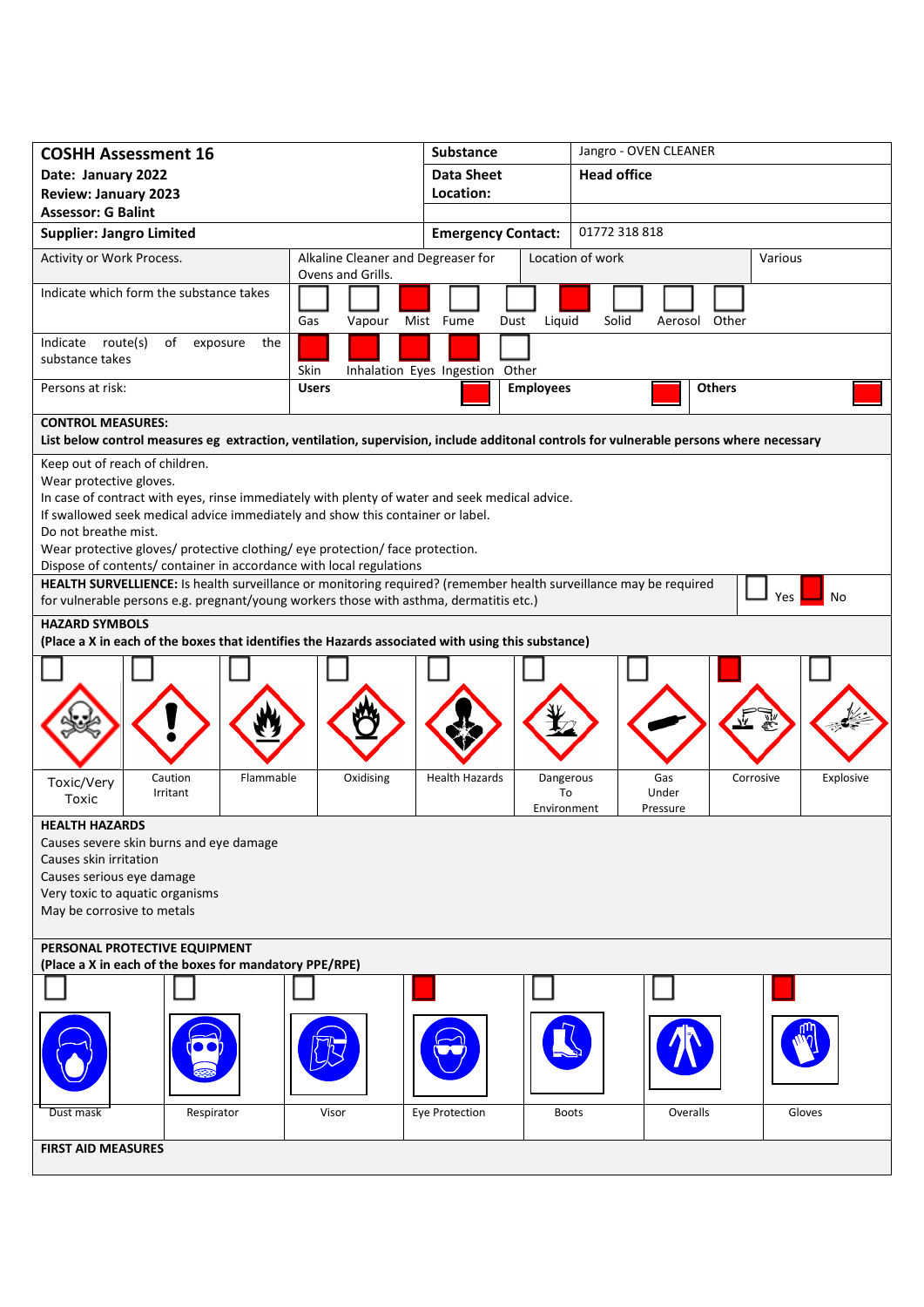| **COSHH Assessment 16** | **Substance** | Jangro - OVEN CLEANER |
|---|---|---|
| **Date: January 2022** | **Data Sheet Location:** | **Head office** |
| **Review: January 2023** | | |
| **Assessor: G Balint** | | |
| **Supplier: Jangro Limited** | **Emergency Contact:** | 01772 318 818 |

| Activity or Work Process. | Alkaline Cleaner and Degreaser for Ovens and Grills. | Location of work | Various |
|---|---|---|---|

**Indicate which form the substance takes**

| Gas | Vapour | Mist | Fume | Dust | Liquid | Solid | Aerosol | Other |
|---|---|---|---|---|---|---|---|---|
| ☐ | ☐ | X | ☐ | ☐ | X | ☐ | ☐ | ☐ |

**Indicate route(s) of exposure the substance takes**

| Skin | Inhalation | Eyes | Ingestion | Other |
|---|---|---|---|---|
| X | X | X | X | ☐ |

**Persons at risk:**

| Users | Employees | Others |
|---|---|---|
| X | X | X |

**CONTROL MEASURES:**
**List below control measures eg extraction, ventilation, supervision, include additonal controls for vulnerable persons where necessary**

Keep out of reach of children.
Wear protective gloves.
In case of contract with eyes, rinse immediately with plenty of water and seek medical advice.
If swallowed seek medical advice immediately and show this container or label.
Do not breathe mist.
Wear protective gloves/ protective clothing/ eye protection/ face protection.
Dispose of contents/ container in accordance with local regulations

**HEALTH SURVELLIENCE:** Is health surveillance or monitoring required? (remember health surveillance may be required for vulnerable persons e.g. pregnant/young workers those with asthma, dermatitis etc.)

| Yes | No |
|---|---|
| ☐ | X |

**HAZARD SYMBOLS**
**(Place a X in each of the boxes that identifies the Hazards associated with using this substance)**

| Toxic/Very Toxic | Caution Irritant | Flammable | Oxidising | Health Hazards | Dangerous To Environment | Gas Under Pressure | Corrosive | Explosive |
|---|---|---|---|---|---|---|---|---|
| ☐ | ☐ | ☐ | ☐ | ☐ | ☐ | ☐ | X | ☐ |

**HEALTH HAZARDS**

Causes severe skin burns and eye damage
Causes skin irritation
Causes serious eye damage
Very toxic to aquatic organisms
May be corrosive to metals

**PERSONAL PROTECTIVE EQUIPMENT**
**(Place a X in each of the boxes for mandatory PPE/RPE)**

| Dust mask | Respirator | Visor | Eye Protection | Boots | Overalls | Gloves |
|---|---|---|---|---|---|---|
| ☐ | ☐ | ☐ | X | ☐ | ☐ | X |

**FIRST AID MEASURES**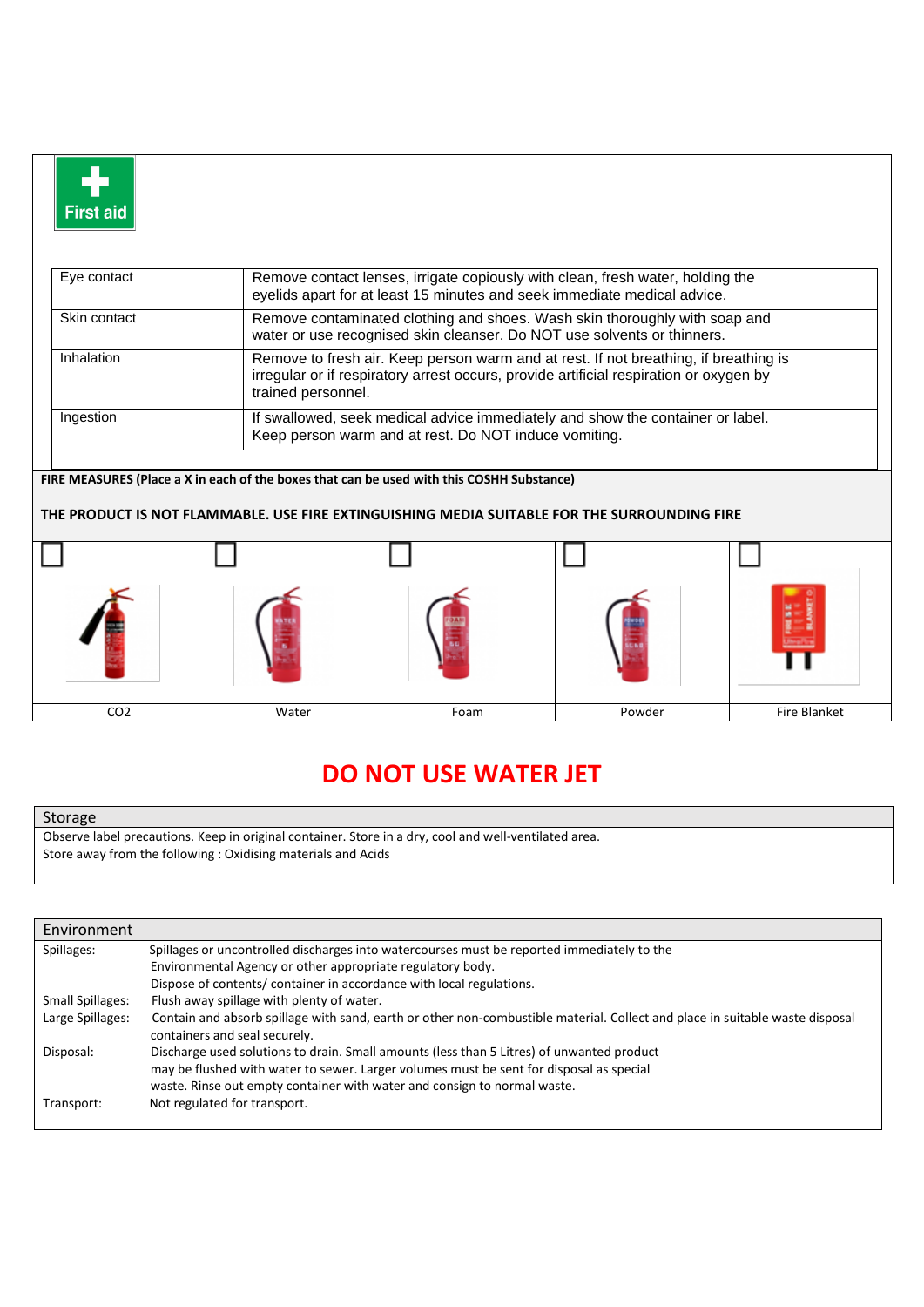**First aid**

| | |
|---|---|
| Eye contact | Remove contact lenses, irrigate copiously with clean, fresh water, holding the eyelids apart for at least 15 minutes and seek immediate medical advice. |
| Skin contact | Remove contaminated clothing and shoes. Wash skin thoroughly with soap and water or use recognised skin cleanser. Do NOT use solvents or thinners. |
| Inhalation | Remove to fresh air. Keep person warm and at rest. If not breathing, if breathing is irregular or if respiratory arrest occurs, provide artificial respiration or oxygen by trained personnel. |
| Ingestion | If swallowed, seek medical advice immediately and show the container or label. Keep person warm and at rest. Do NOT induce vomiting. |

**FIRE MEASURES (Place a X in each of the boxes that can be used with this COSHH Substance)**

**THE PRODUCT IS NOT FLAMMABLE. USE FIRE EXTINGUISHING MEDIA SUITABLE FOR THE SURROUNDING FIRE**

| ☐ | ☐ | ☐ | ☐ | ☐ |
|---|---|---|---|---|
| CO2 | Water | Foam | Powder | Fire Blanket |

## DO NOT USE WATER JET

## Storage

Observe label precautions. Keep in original container. Store in a dry, cool and well-ventilated area.
Store away from the following : Oxidising materials and Acids

## Environment

| | |
|---|---|
| Spillages: | Spillages or uncontrolled discharges into watercourses must be reported immediately to the Environmental Agency or other appropriate regulatory body. Dispose of contents/ container in accordance with local regulations. |
| Small Spillages: | Flush away spillage with plenty of water. |
| Large Spillages: | Contain and absorb spillage with sand, earth or other non-combustible material. Collect and place in suitable waste disposal containers and seal securely. |
| Disposal: | Discharge used solutions to drain. Small amounts (less than 5 Litres) of unwanted product may be flushed with water to sewer. Larger volumes must be sent for disposal as special waste. Rinse out empty container with water and consign to normal waste. |
| Transport: | Not regulated for transport. |